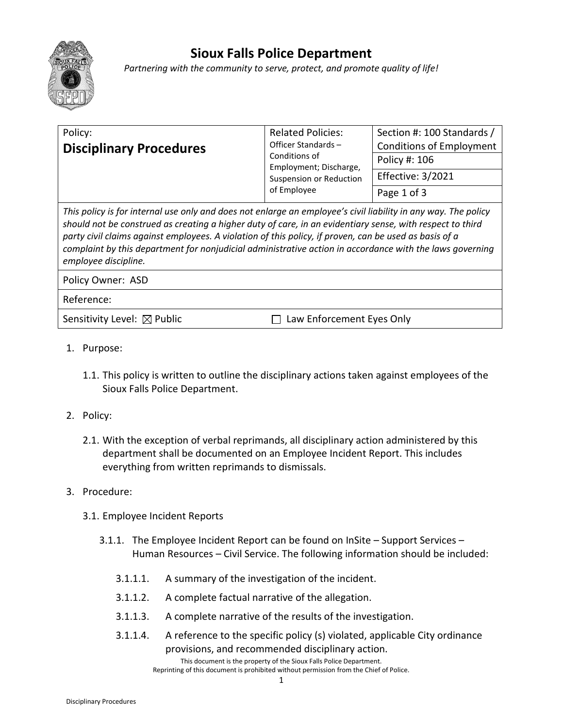# Sioux Falls Police Department

*Partnering with the community to serve, protect, and promote quality of life!*

| Policy: **Disciplinary Procedures** | Related Policies: Officer Standards – Conditions of Employment; Discharge, Suspension or Reduction of Employee | Section #: 100 Standards / Conditions of Employment |
|---|---|---|
| | | Policy #: 106 |
| | | Effective: 3/2021 |
| | | Page 1 of 3 |

*This policy is for internal use only and does not enlarge an employee's civil liability in any way. The policy should not be construed as creating a higher duty of care, in an evidentiary sense, with respect to third party civil claims against employees. A violation of this policy, if proven, can be used as basis of a complaint by this department for nonjudicial administrative action in accordance with the laws governing employee discipline.*

Policy Owner: ASD

Reference:

Sensitivity Level: ☒ Public ☐ Law Enforcement Eyes Only

1. Purpose:

   1.1. This policy is written to outline the disciplinary actions taken against employees of the Sioux Falls Police Department.

2. Policy:

   2.1. With the exception of verbal reprimands, all disciplinary action administered by this department shall be documented on an Employee Incident Report. This includes everything from written reprimands to dismissals.

3. Procedure:

   3.1. Employee Incident Reports

      3.1.1. The Employee Incident Report can be found on InSite – Support Services – Human Resources – Civil Service. The following information should be included:

         3.1.1.1. A summary of the investigation of the incident.

         3.1.1.2. A complete factual narrative of the allegation.

         3.1.1.3. A complete narrative of the results of the investigation.

         3.1.1.4. A reference to the specific policy (s) violated, applicable City ordinance provisions, and recommended disciplinary action.

This document is the property of the Sioux Falls Police Department.
Reprinting of this document is prohibited without permission from the Chief of Police.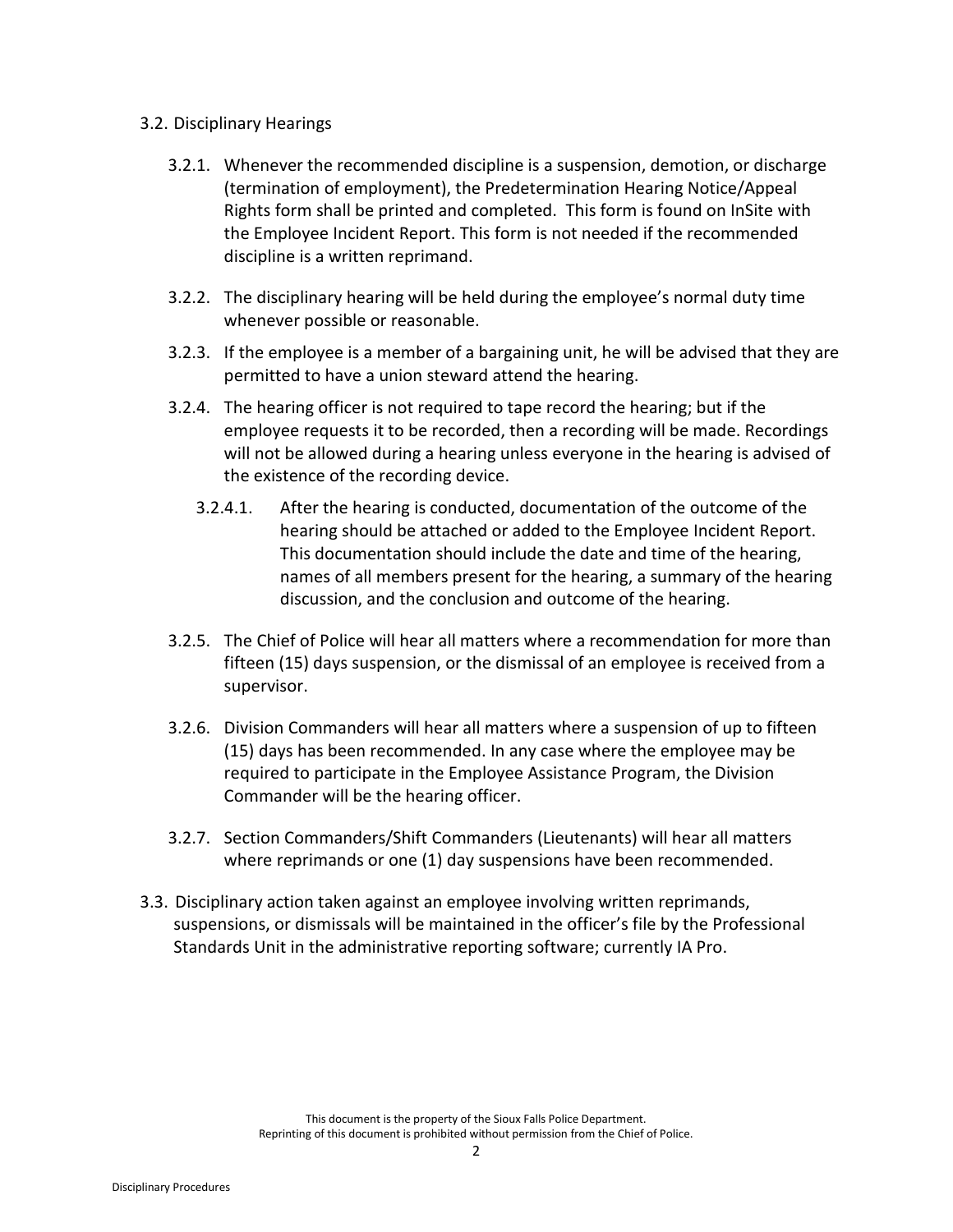3.2. Disciplinary Hearings

3.2.1. Whenever the recommended discipline is a suspension, demotion, or discharge (termination of employment), the Predetermination Hearing Notice/Appeal Rights form shall be printed and completed. This form is found on InSite with the Employee Incident Report. This form is not needed if the recommended discipline is a written reprimand.

3.2.2. The disciplinary hearing will be held during the employee's normal duty time whenever possible or reasonable.

3.2.3. If the employee is a member of a bargaining unit, he will be advised that they are permitted to have a union steward attend the hearing.

3.2.4. The hearing officer is not required to tape record the hearing; but if the employee requests it to be recorded, then a recording will be made. Recordings will not be allowed during a hearing unless everyone in the hearing is advised of the existence of the recording device.

3.2.4.1. After the hearing is conducted, documentation of the outcome of the hearing should be attached or added to the Employee Incident Report. This documentation should include the date and time of the hearing, names of all members present for the hearing, a summary of the hearing discussion, and the conclusion and outcome of the hearing.

3.2.5. The Chief of Police will hear all matters where a recommendation for more than fifteen (15) days suspension, or the dismissal of an employee is received from a supervisor.

3.2.6. Division Commanders will hear all matters where a suspension of up to fifteen (15) days has been recommended. In any case where the employee may be required to participate in the Employee Assistance Program, the Division Commander will be the hearing officer.

3.2.7. Section Commanders/Shift Commanders (Lieutenants) will hear all matters where reprimands or one (1) day suspensions have been recommended.

3.3. Disciplinary action taken against an employee involving written reprimands, suspensions, or dismissals will be maintained in the officer's file by the Professional Standards Unit in the administrative reporting software; currently IA Pro.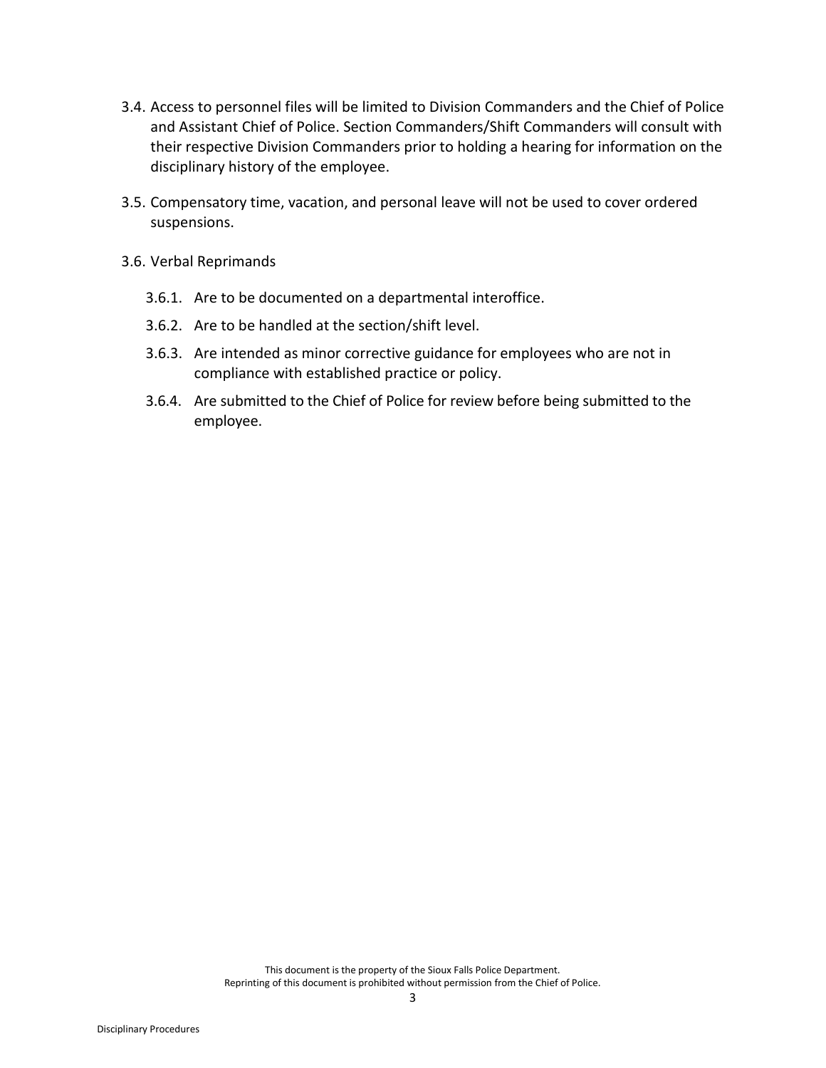3.4. Access to personnel files will be limited to Division Commanders and the Chief of Police and Assistant Chief of Police. Section Commanders/Shift Commanders will consult with their respective Division Commanders prior to holding a hearing for information on the disciplinary history of the employee.

3.5. Compensatory time, vacation, and personal leave will not be used to cover ordered suspensions.

3.6. Verbal Reprimands

- 3.6.1. Are to be documented on a departmental interoffice.
- 3.6.2. Are to be handled at the section/shift level.
- 3.6.3. Are intended as minor corrective guidance for employees who are not in compliance with established practice or policy.
- 3.6.4. Are submitted to the Chief of Police for review before being submitted to the employee.

This document is the property of the Sioux Falls Police Department.
Reprinting of this document is prohibited without permission from the Chief of Police.